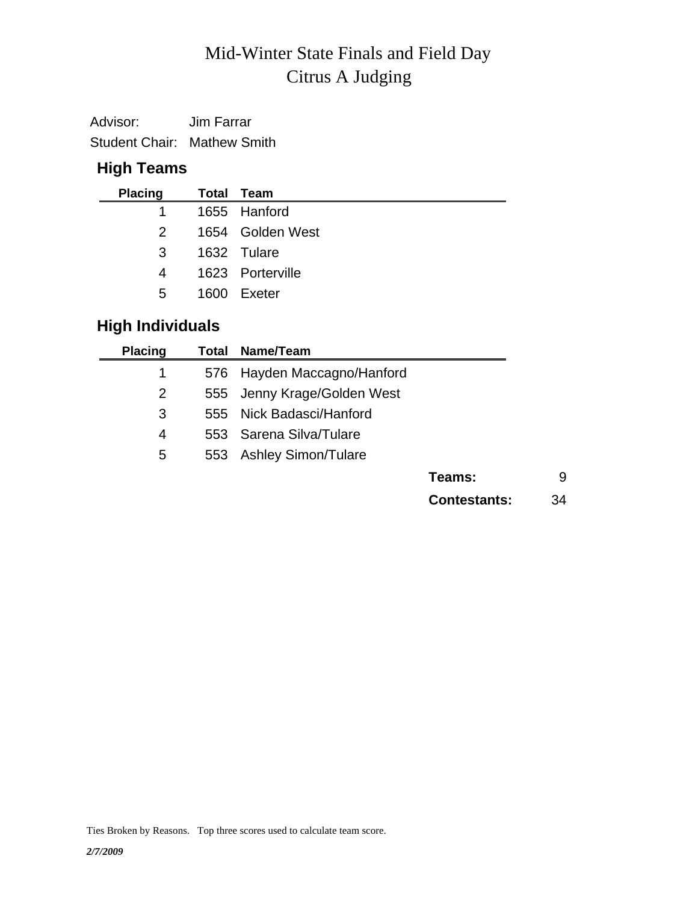# Mid-Winter State Finals and Field Day
# Citrus A Judging

Advisor: Jim Farrar

Student Chair: Mathew Smith

## High Teams

| Placing | Total | Team |
|---|---|---|
| 1 | 1655 | Hanford |
| 2 | 1654 | Golden West |
| 3 | 1632 | Tulare |
| 4 | 1623 | Porterville |
| 5 | 1600 | Exeter |

## High Individuals

| Placing | Total | Name/Team |
|---|---|---|
| 1 | 576 | Hayden Maccagno/Hanford |
| 2 | 555 | Jenny Krage/Golden West |
| 3 | 555 | Nick Badasci/Hanford |
| 4 | 553 | Sarena Silva/Tulare |
| 5 | 553 | Ashley Simon/Tulare |

**Teams:** 9

**Contestants:** 34

Ties Broken by Reasons. Top three scores used to calculate team score.

*2/7/2009*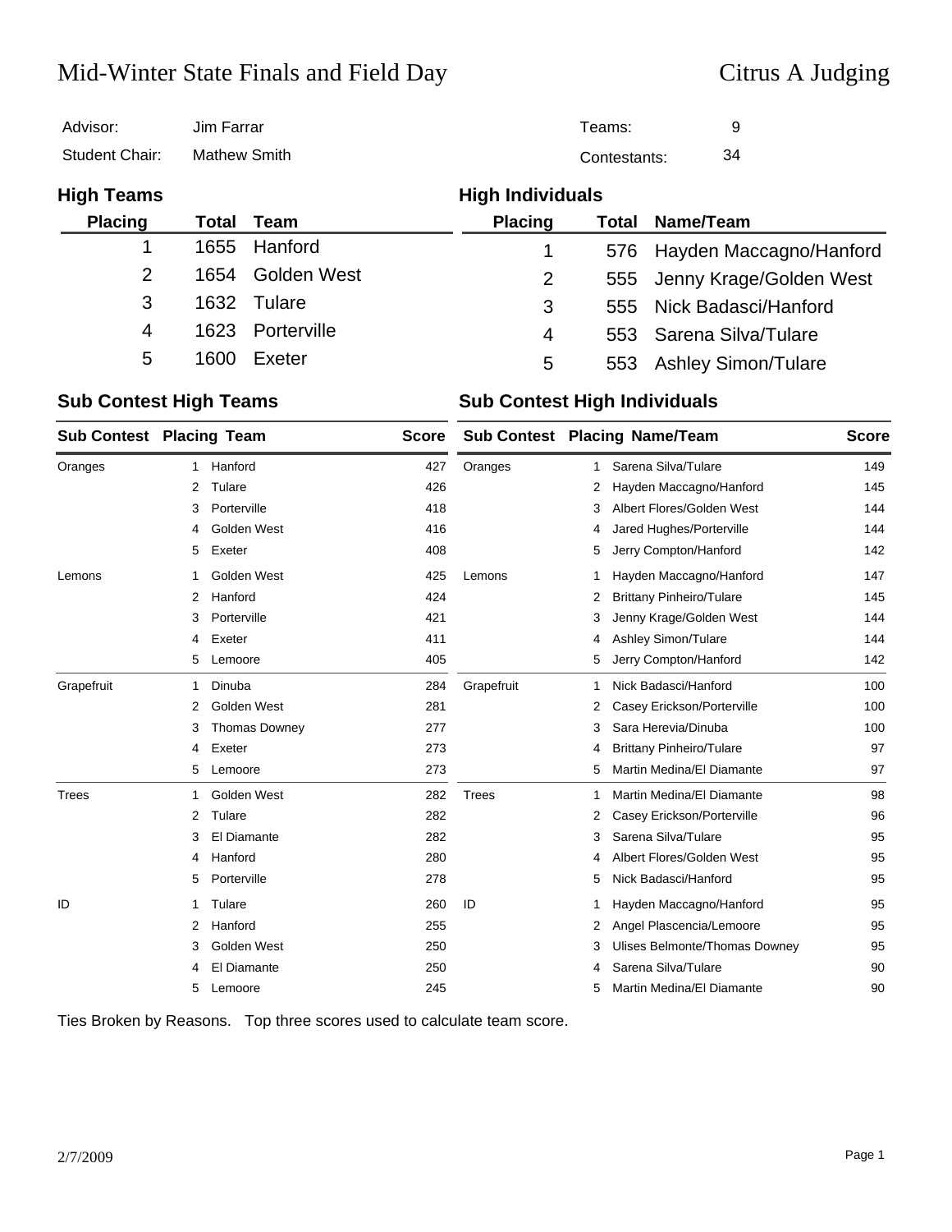# Mid-Winter State Finals and Field Day

## Citrus A Judging

| | | | |
|---|---|---|---|
| Advisor: | Jim Farrar | Teams: | 9 |
| Student Chair: | Mathew Smith | Contestants: | 34 |

### High Teams

| Placing | Total | Team |
|---|---|---|
| 1 | 1655 | Hanford |
| 2 | 1654 | Golden West |
| 3 | 1632 | Tulare |
| 4 | 1623 | Porterville |
| 5 | 1600 | Exeter |

### High Individuals

| Placing | Total | Name/Team |
|---|---|---|
| 1 | 576 | Hayden Maccagno/Hanford |
| 2 | 555 | Jenny Krage/Golden West |
| 3 | 555 | Nick Badasci/Hanford |
| 4 | 553 | Sarena Silva/Tulare |
| 5 | 553 | Ashley Simon/Tulare |

### Sub Contest High Teams

| Sub Contest | Placing | Team | Score |
|---|---|---|---|
| Oranges | 1 | Hanford | 427 |
| | 2 | Tulare | 426 |
| | 3 | Porterville | 418 |
| | 4 | Golden West | 416 |
| | 5 | Exeter | 408 |
| Lemons | 1 | Golden West | 425 |
| | 2 | Hanford | 424 |
| | 3 | Porterville | 421 |
| | 4 | Exeter | 411 |
| | 5 | Lemoore | 405 |
| Grapefruit | 1 | Dinuba | 284 |
| | 2 | Golden West | 281 |
| | 3 | Thomas Downey | 277 |
| | 4 | Exeter | 273 |
| | 5 | Lemoore | 273 |
| Trees | 1 | Golden West | 282 |
| | 2 | Tulare | 282 |
| | 3 | El Diamante | 282 |
| | 4 | Hanford | 280 |
| | 5 | Porterville | 278 |
| ID | 1 | Tulare | 260 |
| | 2 | Hanford | 255 |
| | 3 | Golden West | 250 |
| | 4 | El Diamante | 250 |
| | 5 | Lemoore | 245 |

### Sub Contest High Individuals

| Sub Contest | Placing | Name/Team | Score |
|---|---|---|---|
| Oranges | 1 | Sarena Silva/Tulare | 149 |
| | 2 | Hayden Maccagno/Hanford | 145 |
| | 3 | Albert Flores/Golden West | 144 |
| | 4 | Jared Hughes/Porterville | 144 |
| | 5 | Jerry Compton/Hanford | 142 |
| Lemons | 1 | Hayden Maccagno/Hanford | 147 |
| | 2 | Brittany Pinheiro/Tulare | 145 |
| | 3 | Jenny Krage/Golden West | 144 |
| | 4 | Ashley Simon/Tulare | 144 |
| | 5 | Jerry Compton/Hanford | 142 |
| Grapefruit | 1 | Nick Badasci/Hanford | 100 |
| | 2 | Casey Erickson/Porterville | 100 |
| | 3 | Sara Herevia/Dinuba | 100 |
| | 4 | Brittany Pinheiro/Tulare | 97 |
| | 5 | Martin Medina/El Diamante | 97 |
| Trees | 1 | Martin Medina/El Diamante | 98 |
| | 2 | Casey Erickson/Porterville | 96 |
| | 3 | Sarena Silva/Tulare | 95 |
| | 4 | Albert Flores/Golden West | 95 |
| | 5 | Nick Badasci/Hanford | 95 |
| ID | 1 | Hayden Maccagno/Hanford | 95 |
| | 2 | Angel Plascencia/Lemoore | 95 |
| | 3 | Ulises Belmonte/Thomas Downey | 95 |
| | 4 | Sarena Silva/Tulare | 90 |
| | 5 | Martin Medina/El Diamante | 90 |

Ties Broken by Reasons. Top three scores used to calculate team score.

2/7/2009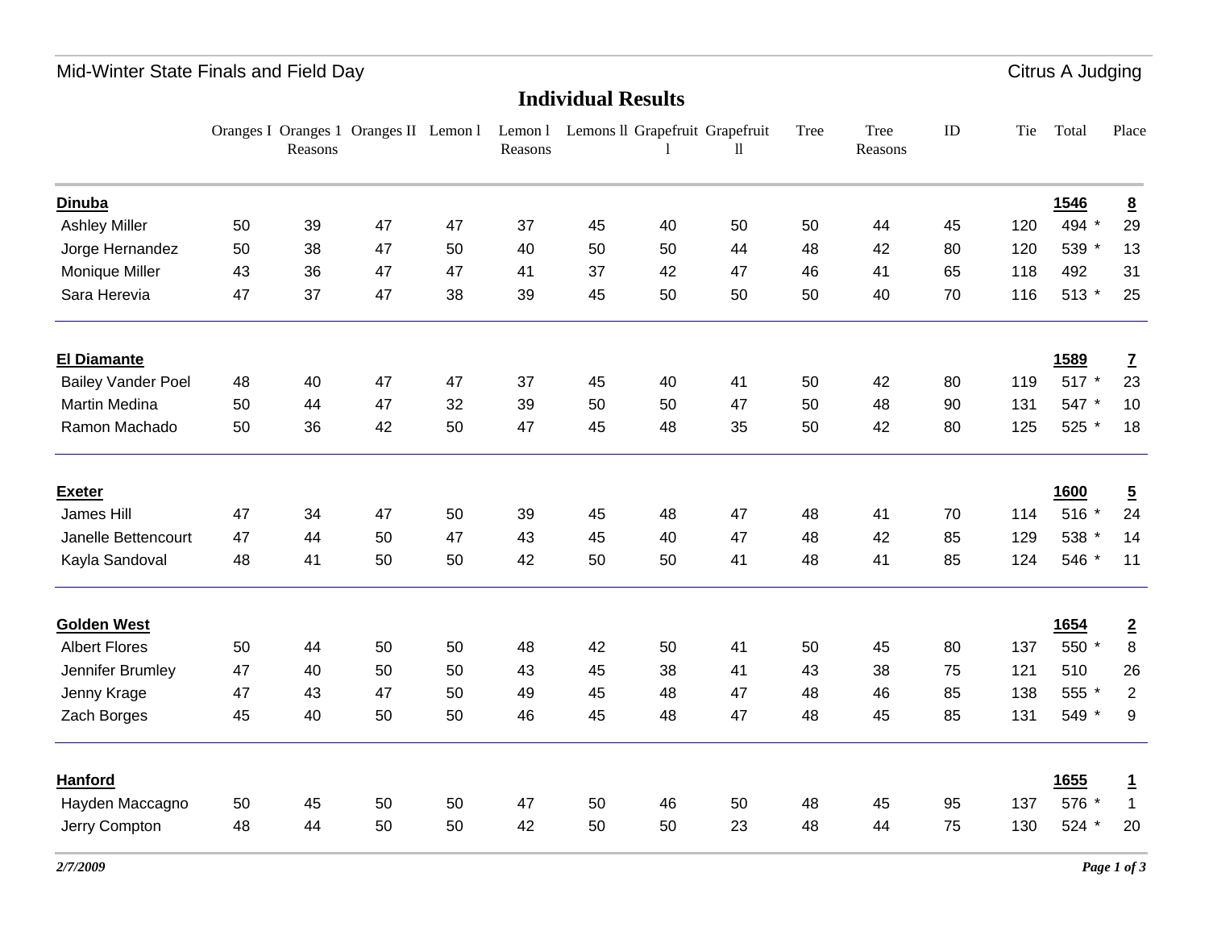Mid-Winter State Finals and Field Day

Citrus A Judging

## Individual Results

| | Oranges I | Oranges 1 Reasons | Oranges II | Lemon l | Lemon l Reasons | Lemons ll | Grapefruit l | Grapefruit ll | Tree | Tree Reasons | ID | Tie | Total | Place |
|---|---|---|---|---|---|---|---|---|---|---|---|---|---|---|
| **Dinuba** | | | | | | | | | | | | | **1546** | **8** |
| Ashley Miller | 50 | 39 | 47 | 47 | 37 | 45 | 40 | 50 | 50 | 44 | 45 | 120 | 494 * | 29 |
| Jorge Hernandez | 50 | 38 | 47 | 50 | 40 | 50 | 50 | 44 | 48 | 42 | 80 | 120 | 539 * | 13 |
| Monique Miller | 43 | 36 | 47 | 47 | 41 | 37 | 42 | 47 | 46 | 41 | 65 | 118 | 492 | 31 |
| Sara Herevia | 47 | 37 | 47 | 38 | 39 | 45 | 50 | 50 | 50 | 40 | 70 | 116 | 513 * | 25 |
| **El Diamante** | | | | | | | | | | | | | **1589** | **7** |
| Bailey Vander Poel | 48 | 40 | 47 | 47 | 37 | 45 | 40 | 41 | 50 | 42 | 80 | 119 | 517 * | 23 |
| Martin Medina | 50 | 44 | 47 | 32 | 39 | 50 | 50 | 47 | 50 | 48 | 90 | 131 | 547 * | 10 |
| Ramon Machado | 50 | 36 | 42 | 50 | 47 | 45 | 48 | 35 | 50 | 42 | 80 | 125 | 525 * | 18 |
| **Exeter** | | | | | | | | | | | | | **1600** | **5** |
| James Hill | 47 | 34 | 47 | 50 | 39 | 45 | 48 | 47 | 48 | 41 | 70 | 114 | 516 * | 24 |
| Janelle Bettencourt | 47 | 44 | 50 | 47 | 43 | 45 | 40 | 47 | 48 | 42 | 85 | 129 | 538 * | 14 |
| Kayla Sandoval | 48 | 41 | 50 | 50 | 42 | 50 | 50 | 41 | 48 | 41 | 85 | 124 | 546 * | 11 |
| **Golden West** | | | | | | | | | | | | | **1654** | **2** |
| Albert Flores | 50 | 44 | 50 | 50 | 48 | 42 | 50 | 41 | 50 | 45 | 80 | 137 | 550 * | 8 |
| Jennifer Brumley | 47 | 40 | 50 | 50 | 43 | 45 | 38 | 41 | 43 | 38 | 75 | 121 | 510 | 26 |
| Jenny Krage | 47 | 43 | 47 | 50 | 49 | 45 | 48 | 47 | 48 | 46 | 85 | 138 | 555 * | 2 |
| Zach Borges | 45 | 40 | 50 | 50 | 46 | 45 | 48 | 47 | 48 | 45 | 85 | 131 | 549 * | 9 |
| **Hanford** | | | | | | | | | | | | | **1655** | **1** |
| Hayden Maccagno | 50 | 45 | 50 | 50 | 47 | 50 | 46 | 50 | 48 | 45 | 95 | 137 | 576 * | 1 |
| Jerry Compton | 48 | 44 | 50 | 50 | 42 | 50 | 50 | 23 | 48 | 44 | 75 | 130 | 524 * | 20 |

*2/7/2009*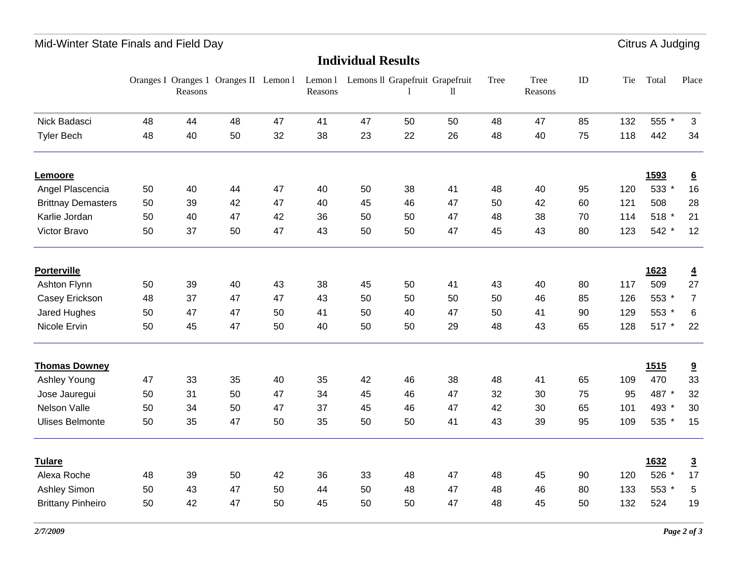Mid-Winter State Finals and Field Day

Citrus A Judging

## Individual Results

| | Oranges I | Oranges 1 Reasons | Oranges II | Lemon l | Lemon l Reasons | Lemons ll | Grapefruit l | Grapefruit ll | Tree | Tree Reasons | ID | Tie | Total | Place |
|---|---|---|---|---|---|---|---|---|---|---|---|---|---|---|
| Nick Badasci | 48 | 44 | 48 | 47 | 41 | 47 | 50 | 50 | 48 | 47 | 85 | 132 | 555 * | 3 |
| Tyler Bech | 48 | 40 | 50 | 32 | 38 | 23 | 22 | 26 | 48 | 40 | 75 | 118 | 442 | 34 |
| **Lemoore** | | | | | | | | | | | | | **1593** | **6** |
| Angel Plascencia | 50 | 40 | 44 | 47 | 40 | 50 | 38 | 41 | 48 | 40 | 95 | 120 | 533 * | 16 |
| Brittnay Demasters | 50 | 39 | 42 | 47 | 40 | 45 | 46 | 47 | 50 | 42 | 60 | 121 | 508 | 28 |
| Karlie Jordan | 50 | 40 | 47 | 42 | 36 | 50 | 50 | 47 | 48 | 38 | 70 | 114 | 518 * | 21 |
| Victor Bravo | 50 | 37 | 50 | 47 | 43 | 50 | 50 | 47 | 45 | 43 | 80 | 123 | 542 * | 12 |
| **Porterville** | | | | | | | | | | | | | **1623** | **4** |
| Ashton Flynn | 50 | 39 | 40 | 43 | 38 | 45 | 50 | 41 | 43 | 40 | 80 | 117 | 509 | 27 |
| Casey Erickson | 48 | 37 | 47 | 47 | 43 | 50 | 50 | 50 | 50 | 46 | 85 | 126 | 553 * | 7 |
| Jared Hughes | 50 | 47 | 47 | 50 | 41 | 50 | 40 | 47 | 50 | 41 | 90 | 129 | 553 * | 6 |
| Nicole Ervin | 50 | 45 | 47 | 50 | 40 | 50 | 50 | 29 | 48 | 43 | 65 | 128 | 517 * | 22 |
| **Thomas Downey** | | | | | | | | | | | | | **1515** | **9** |
| Ashley Young | 47 | 33 | 35 | 40 | 35 | 42 | 46 | 38 | 48 | 41 | 65 | 109 | 470 | 33 |
| Jose Jauregui | 50 | 31 | 50 | 47 | 34 | 45 | 46 | 47 | 32 | 30 | 75 | 95 | 487 * | 32 |
| Nelson Valle | 50 | 34 | 50 | 47 | 37 | 45 | 46 | 47 | 42 | 30 | 65 | 101 | 493 * | 30 |
| Ulises Belmonte | 50 | 35 | 47 | 50 | 35 | 50 | 50 | 41 | 43 | 39 | 95 | 109 | 535 * | 15 |
| **Tulare** | | | | | | | | | | | | | **1632** | **3** |
| Alexa Roche | 48 | 39 | 50 | 42 | 36 | 33 | 48 | 47 | 48 | 45 | 90 | 120 | 526 * | 17 |
| Ashley Simon | 50 | 43 | 47 | 50 | 44 | 50 | 48 | 47 | 48 | 46 | 80 | 133 | 553 * | 5 |
| Brittany Pinheiro | 50 | 42 | 47 | 50 | 45 | 50 | 50 | 47 | 48 | 45 | 50 | 132 | 524 | 19 |

*2/7/2009*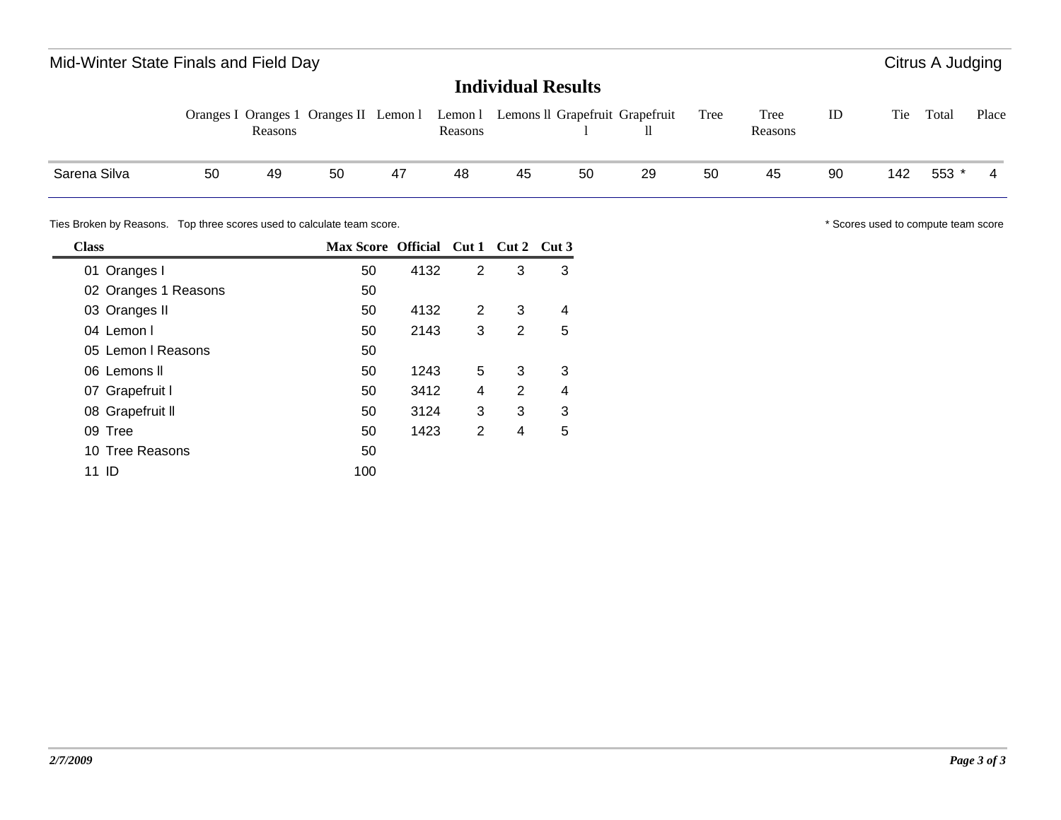Mid-Winter State Finals and Field Day

Citrus A Judging

## Individual Results

| | Oranges I | Oranges 1 Reasons | Oranges II | Lemon l | Lemon l Reasons | Lemons ll | Grapefruit l | Grapefruit ll | Tree | Tree Reasons | ID | Tie | Total | Place |
|---|---|---|---|---|---|---|---|---|---|---|---|---|---|---|
| Sarena Silva | 50 | 49 | 50 | 47 | 48 | 45 | 50 | 29 | 50 | 45 | 90 | 142 | 553 * | 4 |

Ties Broken by Reasons. Top three scores used to calculate team score.

* Scores used to compute team score

| Class | Max Score | Official | Cut 1 | Cut 2 | Cut 3 |
|---|---|---|---|---|---|
| 01 Oranges I | 50 | 4132 | 2 | 3 | 3 |
| 02 Oranges 1 Reasons | 50 | | | | |
| 03 Oranges II | 50 | 4132 | 2 | 3 | 4 |
| 04 Lemon l | 50 | 2143 | 3 | 2 | 5 |
| 05 Lemon l Reasons | 50 | | | | |
| 06 Lemons ll | 50 | 1243 | 5 | 3 | 3 |
| 07 Grapefruit l | 50 | 3412 | 4 | 2 | 4 |
| 08 Grapefruit ll | 50 | 3124 | 3 | 3 | 3 |
| 09 Tree | 50 | 1423 | 2 | 4 | 5 |
| 10 Tree Reasons | 50 | | | | |
| 11 ID | 100 | | | | |

*2/7/2009*